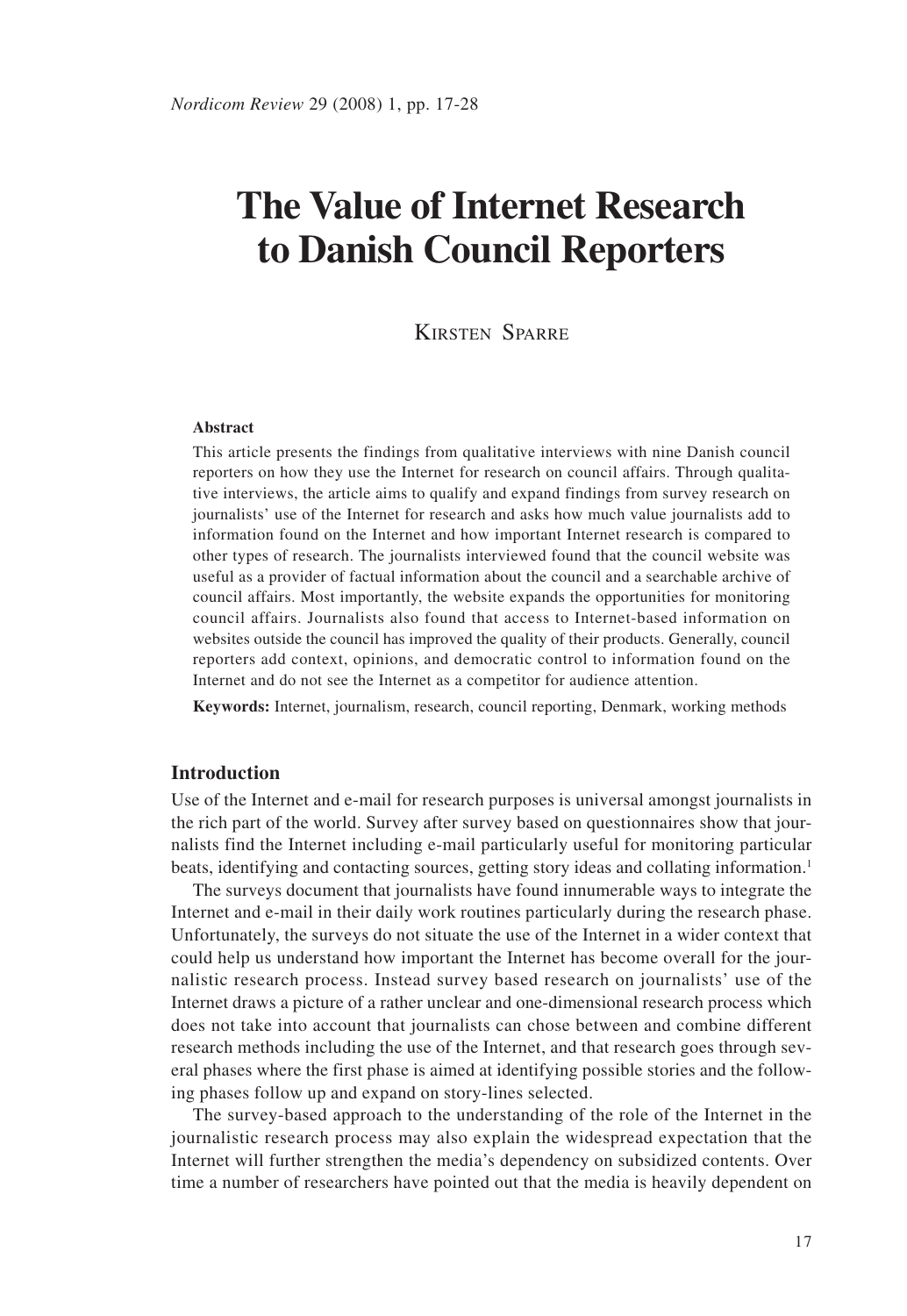# The Value of Internet Research to Danish Council Reporters

Kirsten Sparre

**Abstract**

This article presents the findings from qualitative interviews with nine Danish council reporters on how they use the Internet for research on council affairs. Through qualitative interviews, the article aims to qualify and expand findings from survey research on journalists' use of the Internet for research and asks how much value journalists add to information found on the Internet and how important Internet research is compared to other types of research. The journalists interviewed found that the council website was useful as a provider of factual information about the council and a searchable archive of council affairs. Most importantly, the website expands the opportunities for monitoring council affairs. Journalists also found that access to Internet-based information on websites outside the council has improved the quality of their products. Generally, council reporters add context, opinions, and democratic control to information found on the Internet and do not see the Internet as a competitor for audience attention.

**Keywords:** Internet, journalism, research, council reporting, Denmark, working methods

## Introduction

Use of the Internet and e-mail for research purposes is universal amongst journalists in the rich part of the world. Survey after survey based on questionnaires show that journalists find the Internet including e-mail particularly useful for monitoring particular beats, identifying and contacting sources, getting story ideas and collating information.[1]

The surveys document that journalists have found innumerable ways to integrate the Internet and e-mail in their daily work routines particularly during the research phase. Unfortunately, the surveys do not situate the use of the Internet in a wider context that could help us understand how important the Internet has become overall for the journalistic research process. Instead survey based research on journalists' use of the Internet draws a picture of a rather unclear and one-dimensional research process which does not take into account that journalists can chose between and combine different research methods including the use of the Internet, and that research goes through several phases where the first phase is aimed at identifying possible stories and the following phases follow up and expand on story-lines selected.

The survey-based approach to the understanding of the role of the Internet in the journalistic research process may also explain the widespread expectation that the Internet will further strengthen the media's dependency on subsidized contents. Over time a number of researchers have pointed out that the media is heavily dependent on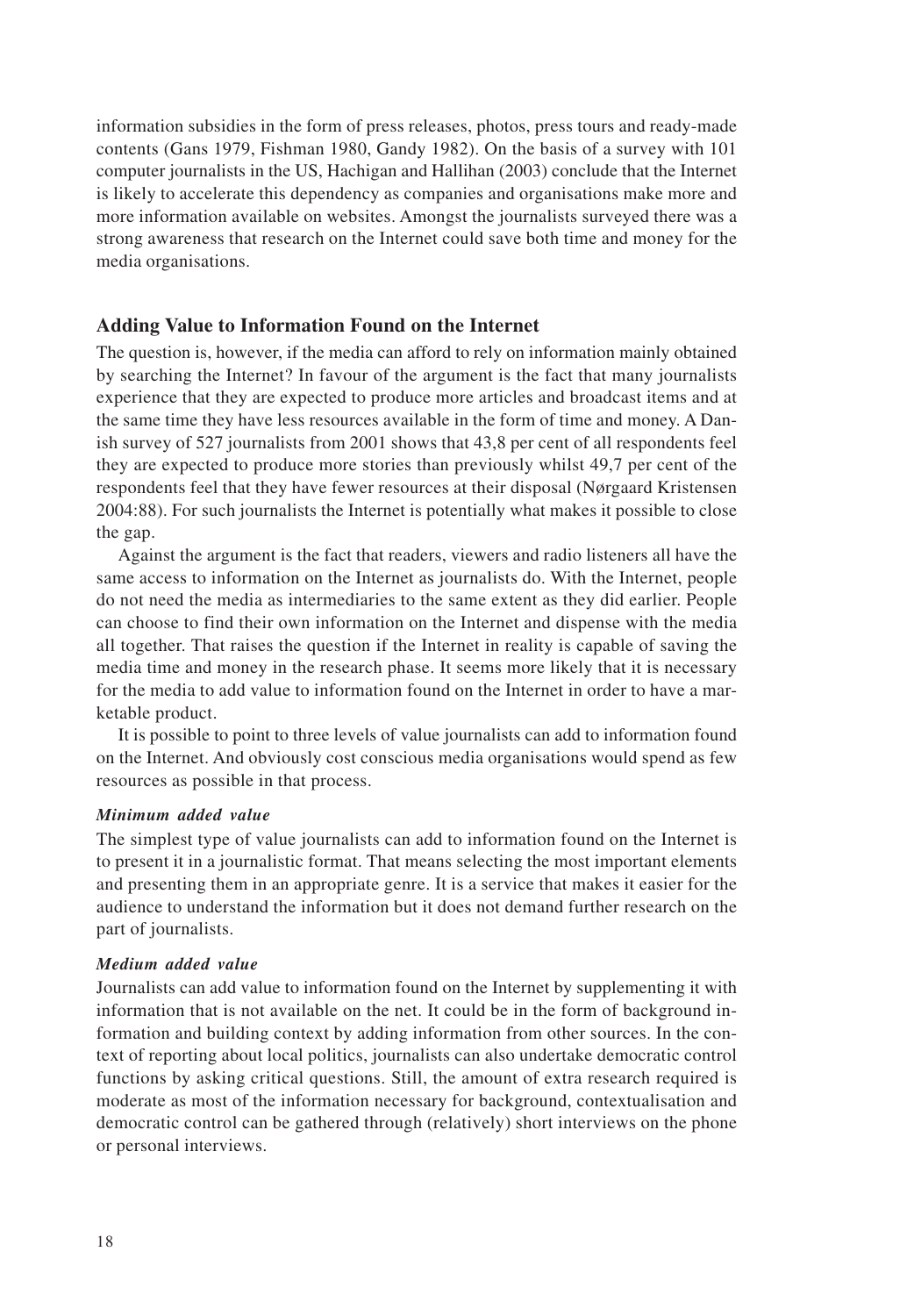information subsidies in the form of press releases, photos, press tours and ready-made contents (Gans 1979, Fishman 1980, Gandy 1982). On the basis of a survey with 101 computer journalists in the US, Hachigan and Hallihan (2003) conclude that the Internet is likely to accelerate this dependency as companies and organisations make more and more information available on websites. Amongst the journalists surveyed there was a strong awareness that research on the Internet could save both time and money for the media organisations.

## Adding Value to Information Found on the Internet

The question is, however, if the media can afford to rely on information mainly obtained by searching the Internet? In favour of the argument is the fact that many journalists experience that they are expected to produce more articles and broadcast items and at the same time they have less resources available in the form of time and money. A Danish survey of 527 journalists from 2001 shows that 43,8 per cent of all respondents feel they are expected to produce more stories than previously whilst 49,7 per cent of the respondents feel that they have fewer resources at their disposal (Nørgaard Kristensen 2004:88). For such journalists the Internet is potentially what makes it possible to close the gap.

Against the argument is the fact that readers, viewers and radio listeners all have the same access to information on the Internet as journalists do. With the Internet, people do not need the media as intermediaries to the same extent as they did earlier. People can choose to find their own information on the Internet and dispense with the media all together. That raises the question if the Internet in reality is capable of saving the media time and money in the research phase. It seems more likely that it is necessary for the media to add value to information found on the Internet in order to have a marketable product.

It is possible to point to three levels of value journalists can add to information found on the Internet. And obviously cost conscious media organisations would spend as few resources as possible in that process.

### *Minimum added value*

The simplest type of value journalists can add to information found on the Internet is to present it in a journalistic format. That means selecting the most important elements and presenting them in an appropriate genre. It is a service that makes it easier for the audience to understand the information but it does not demand further research on the part of journalists.

### *Medium added value*

Journalists can add value to information found on the Internet by supplementing it with information that is not available on the net. It could be in the form of background information and building context by adding information from other sources. In the context of reporting about local politics, journalists can also undertake democratic control functions by asking critical questions. Still, the amount of extra research required is moderate as most of the information necessary for background, contextualisation and democratic control can be gathered through (relatively) short interviews on the phone or personal interviews.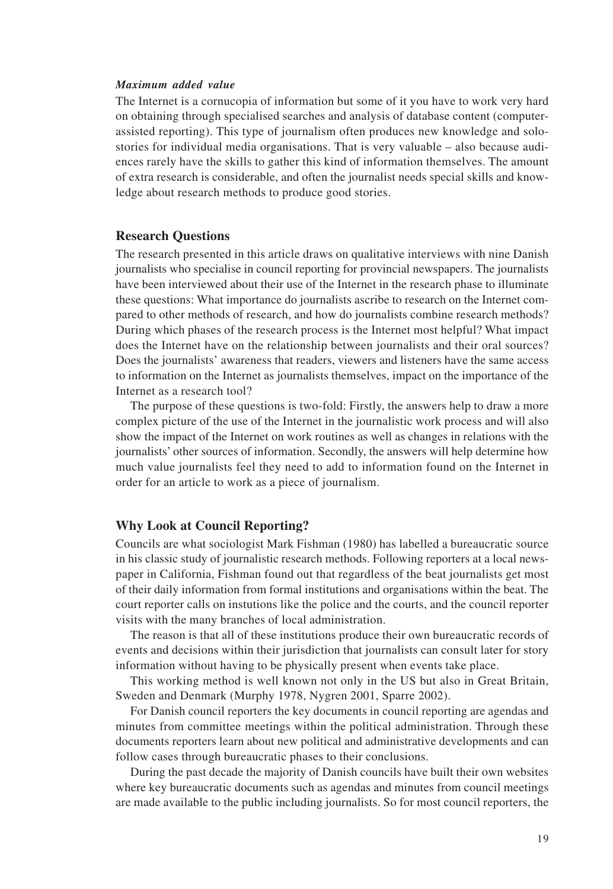*Maximum added value*

The Internet is a cornucopia of information but some of it you have to work very hard on obtaining through specialised searches and analysis of database content (computer-assisted reporting). This type of journalism often produces new knowledge and solo-stories for individual media organisations. That is very valuable – also because audiences rarely have the skills to gather this kind of information themselves. The amount of extra research is considerable, and often the journalist needs special skills and knowledge about research methods to produce good stories.

## Research Questions

The research presented in this article draws on qualitative interviews with nine Danish journalists who specialise in council reporting for provincial newspapers. The journalists have been interviewed about their use of the Internet in the research phase to illuminate these questions: What importance do journalists ascribe to research on the Internet compared to other methods of research, and how do journalists combine research methods? During which phases of the research process is the Internet most helpful? What impact does the Internet have on the relationship between journalists and their oral sources? Does the journalists' awareness that readers, viewers and listeners have the same access to information on the Internet as journalists themselves, impact on the importance of the Internet as a research tool?

The purpose of these questions is two-fold: Firstly, the answers help to draw a more complex picture of the use of the Internet in the journalistic work process and will also show the impact of the Internet on work routines as well as changes in relations with the journalists' other sources of information. Secondly, the answers will help determine how much value journalists feel they need to add to information found on the Internet in order for an article to work as a piece of journalism.

## Why Look at Council Reporting?

Councils are what sociologist Mark Fishman (1980) has labelled a bureaucratic source in his classic study of journalistic research methods. Following reporters at a local newspaper in California, Fishman found out that regardless of the beat journalists get most of their daily information from formal institutions and organisations within the beat. The court reporter calls on instutions like the police and the courts, and the council reporter visits with the many branches of local administration.

The reason is that all of these institutions produce their own bureaucratic records of events and decisions within their jurisdiction that journalists can consult later for story information without having to be physically present when events take place.

This working method is well known not only in the US but also in Great Britain, Sweden and Denmark (Murphy 1978, Nygren 2001, Sparre 2002).

For Danish council reporters the key documents in council reporting are agendas and minutes from committee meetings within the political administration. Through these documents reporters learn about new political and administrative developments and can follow cases through bureaucratic phases to their conclusions.

During the past decade the majority of Danish councils have built their own websites where key bureaucratic documents such as agendas and minutes from council meetings are made available to the public including journalists. So for most council reporters, the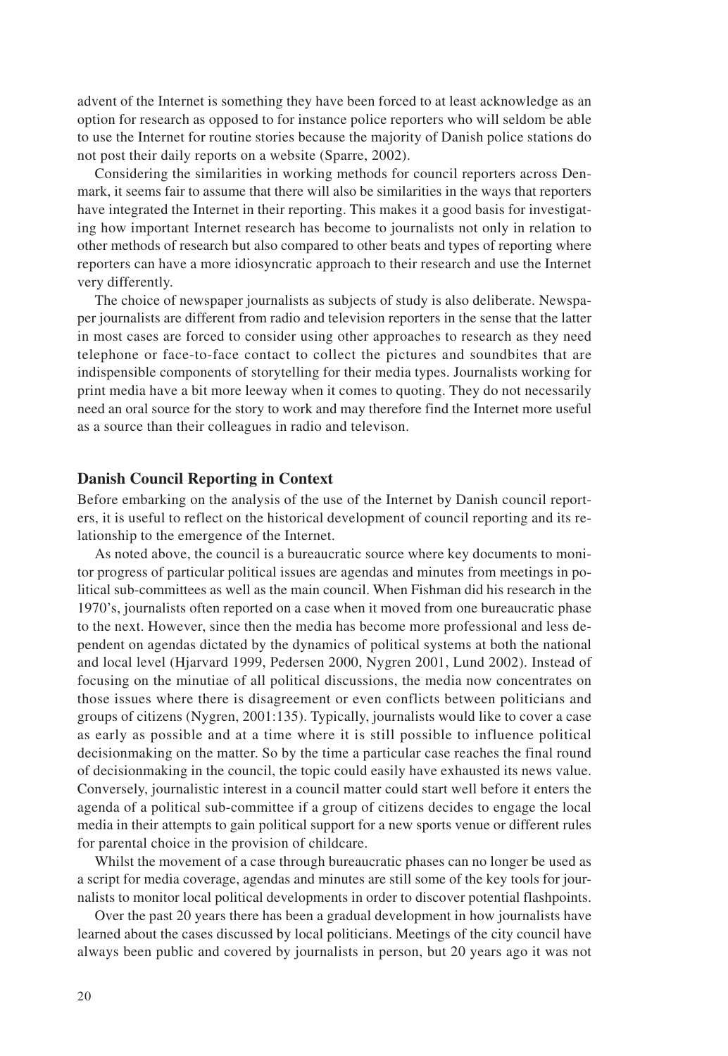advent of the Internet is something they have been forced to at least acknowledge as an option for research as opposed to for instance police reporters who will seldom be able to use the Internet for routine stories because the majority of Danish police stations do not post their daily reports on a website (Sparre, 2002).

Considering the similarities in working methods for council reporters across Denmark, it seems fair to assume that there will also be similarities in the ways that reporters have integrated the Internet in their reporting. This makes it a good basis for investigating how important Internet research has become to journalists not only in relation to other methods of research but also compared to other beats and types of reporting where reporters can have a more idiosyncratic approach to their research and use the Internet very differently.

The choice of newspaper journalists as subjects of study is also deliberate. Newspaper journalists are different from radio and television reporters in the sense that the latter in most cases are forced to consider using other approaches to research as they need telephone or face-to-face contact to collect the pictures and soundbites that are indispensible components of storytelling for their media types. Journalists working for print media have a bit more leeway when it comes to quoting. They do not necessarily need an oral source for the story to work and may therefore find the Internet more useful as a source than their colleagues in radio and televison.

## Danish Council Reporting in Context

Before embarking on the analysis of the use of the Internet by Danish council reporters, it is useful to reflect on the historical development of council reporting and its relationship to the emergence of the Internet.

As noted above, the council is a bureaucratic source where key documents to monitor progress of particular political issues are agendas and minutes from meetings in political sub-committees as well as the main council. When Fishman did his research in the 1970's, journalists often reported on a case when it moved from one bureaucratic phase to the next. However, since then the media has become more professional and less dependent on agendas dictated by the dynamics of political systems at both the national and local level (Hjarvard 1999, Pedersen 2000, Nygren 2001, Lund 2002). Instead of focusing on the minutiae of all political discussions, the media now concentrates on those issues where there is disagreement or even conflicts between politicians and groups of citizens (Nygren, 2001:135). Typically, journalists would like to cover a case as early as possible and at a time where it is still possible to influence political decisionmaking on the matter. So by the time a particular case reaches the final round of decisionmaking in the council, the topic could easily have exhausted its news value. Conversely, journalistic interest in a council matter could start well before it enters the agenda of a political sub-committee if a group of citizens decides to engage the local media in their attempts to gain political support for a new sports venue or different rules for parental choice in the provision of childcare.

Whilst the movement of a case through bureaucratic phases can no longer be used as a script for media coverage, agendas and minutes are still some of the key tools for journalists to monitor local political developments in order to discover potential flashpoints.

Over the past 20 years there has been a gradual development in how journalists have learned about the cases discussed by local politicians. Meetings of the city council have always been public and covered by journalists in person, but 20 years ago it was not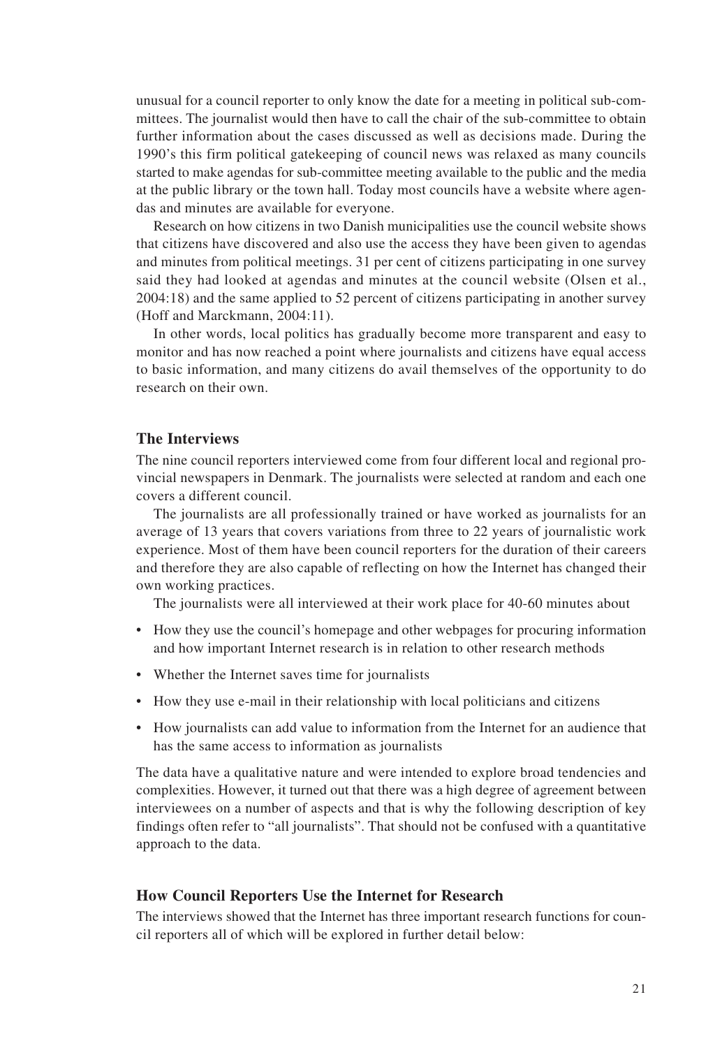unusual for a council reporter to only know the date for a meeting in political sub-committees. The journalist would then have to call the chair of the sub-committee to obtain further information about the cases discussed as well as decisions made. During the 1990's this firm political gatekeeping of council news was relaxed as many councils started to make agendas for sub-committee meeting available to the public and the media at the public library or the town hall. Today most councils have a website where agendas and minutes are available for everyone.

Research on how citizens in two Danish municipalities use the council website shows that citizens have discovered and also use the access they have been given to agendas and minutes from political meetings. 31 per cent of citizens participating in one survey said they had looked at agendas and minutes at the council website (Olsen et al., 2004:18) and the same applied to 52 percent of citizens participating in another survey (Hoff and Marckmann, 2004:11).

In other words, local politics has gradually become more transparent and easy to monitor and has now reached a point where journalists and citizens have equal access to basic information, and many citizens do avail themselves of the opportunity to do research on their own.

## The Interviews

The nine council reporters interviewed come from four different local and regional provincial newspapers in Denmark. The journalists were selected at random and each one covers a different council.

The journalists are all professionally trained or have worked as journalists for an average of 13 years that covers variations from three to 22 years of journalistic work experience. Most of them have been council reporters for the duration of their careers and therefore they are also capable of reflecting on how the Internet has changed their own working practices.

The journalists were all interviewed at their work place for 40-60 minutes about

- How they use the council's homepage and other webpages for procuring information and how important Internet research is in relation to other research methods
- Whether the Internet saves time for journalists
- How they use e-mail in their relationship with local politicians and citizens
- How journalists can add value to information from the Internet for an audience that has the same access to information as journalists

The data have a qualitative nature and were intended to explore broad tendencies and complexities. However, it turned out that there was a high degree of agreement between interviewees on a number of aspects and that is why the following description of key findings often refer to "all journalists". That should not be confused with a quantitative approach to the data.

## How Council Reporters Use the Internet for Research

The interviews showed that the Internet has three important research functions for council reporters all of which will be explored in further detail below: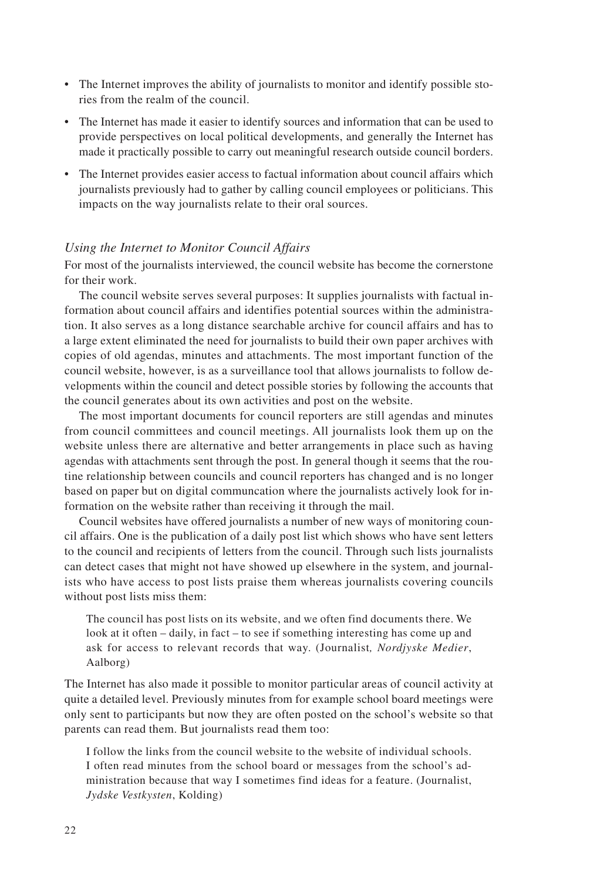- The Internet improves the ability of journalists to monitor and identify possible stories from the realm of the council.
- The Internet has made it easier to identify sources and information that can be used to provide perspectives on local political developments, and generally the Internet has made it practically possible to carry out meaningful research outside council borders.
- The Internet provides easier access to factual information about council affairs which journalists previously had to gather by calling council employees or politicians. This impacts on the way journalists relate to their oral sources.

### *Using the Internet to Monitor Council Affairs*

For most of the journalists interviewed, the council website has become the cornerstone for their work.

The council website serves several purposes: It supplies journalists with factual information about council affairs and identifies potential sources within the administration. It also serves as a long distance searchable archive for council affairs and has to a large extent eliminated the need for journalists to build their own paper archives with copies of old agendas, minutes and attachments. The most important function of the council website, however, is as a surveillance tool that allows journalists to follow developments within the council and detect possible stories by following the accounts that the council generates about its own activities and post on the website.

The most important documents for council reporters are still agendas and minutes from council committees and council meetings. All journalists look them up on the website unless there are alternative and better arrangements in place such as having agendas with attachments sent through the post. In general though it seems that the routine relationship between councils and council reporters has changed and is no longer based on paper but on digital communcation where the journalists actively look for information on the website rather than receiving it through the mail.

Council websites have offered journalists a number of new ways of monitoring council affairs. One is the publication of a daily post list which shows who have sent letters to the council and recipients of letters from the council. Through such lists journalists can detect cases that might not have showed up elsewhere in the system, and journalists who have access to post lists praise them whereas journalists covering councils without post lists miss them:

> The council has post lists on its website, and we often find documents there. We look at it often – daily, in fact – to see if something interesting has come up and ask for access to relevant records that way. (Journalist*, Nordjyske Medier*, Aalborg)

The Internet has also made it possible to monitor particular areas of council activity at quite a detailed level. Previously minutes from for example school board meetings were only sent to participants but now they are often posted on the school's website so that parents can read them. But journalists read them too:

> I follow the links from the council website to the website of individual schools. I often read minutes from the school board or messages from the school's administration because that way I sometimes find ideas for a feature. (Journalist, *Jydske Vestkysten*, Kolding)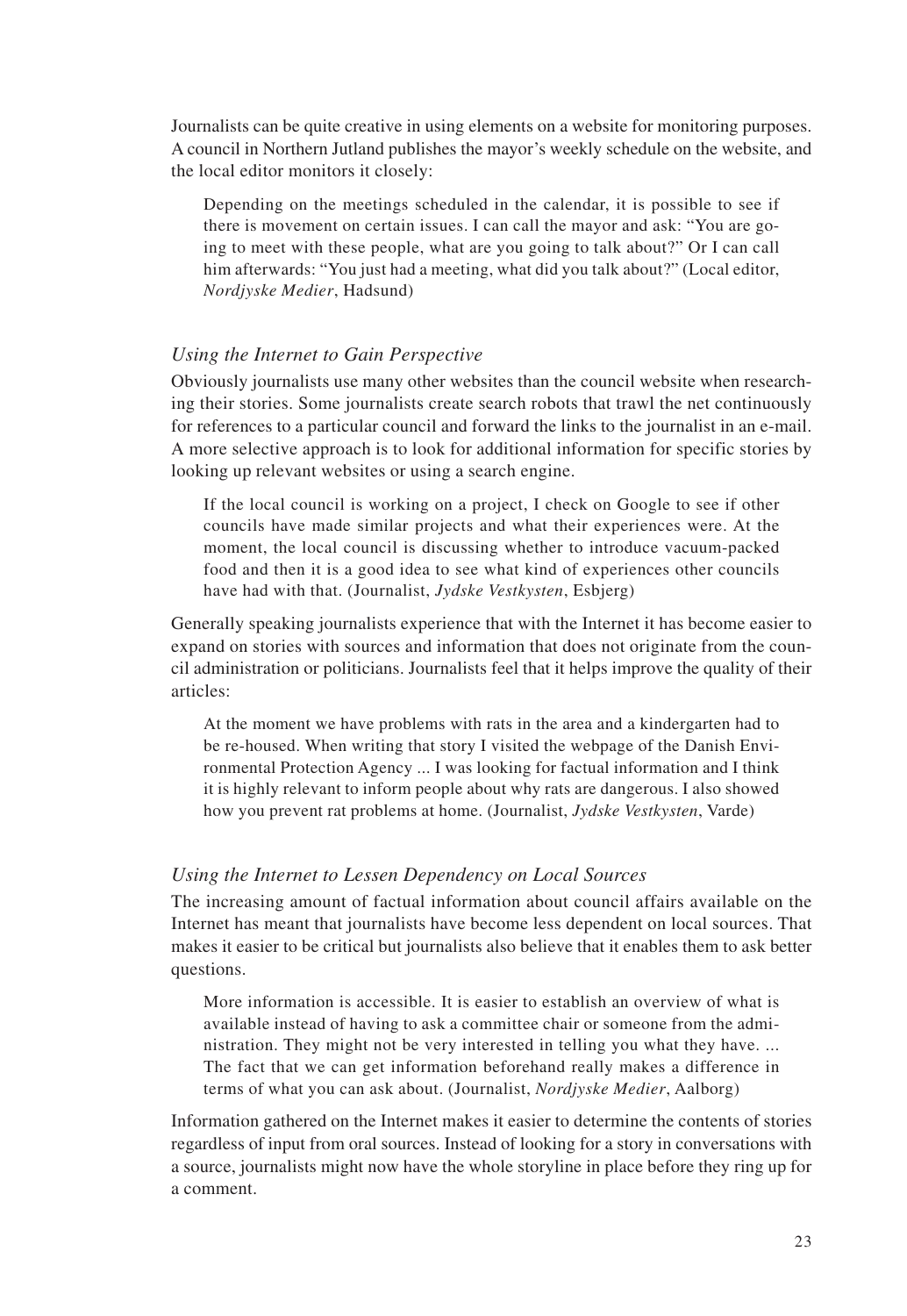Journalists can be quite creative in using elements on a website for monitoring purposes. A council in Northern Jutland publishes the mayor's weekly schedule on the website, and the local editor monitors it closely:

> Depending on the meetings scheduled in the calendar, it is possible to see if there is movement on certain issues. I can call the mayor and ask: "You are going to meet with these people, what are you going to talk about?" Or I can call him afterwards: "You just had a meeting, what did you talk about?" (Local editor, *Nordjyske Medier*, Hadsund)

### *Using the Internet to Gain Perspective*

Obviously journalists use many other websites than the council website when researching their stories. Some journalists create search robots that trawl the net continuously for references to a particular council and forward the links to the journalist in an e-mail. A more selective approach is to look for additional information for specific stories by looking up relevant websites or using a search engine.

> If the local council is working on a project, I check on Google to see if other councils have made similar projects and what their experiences were. At the moment, the local council is discussing whether to introduce vacuum-packed food and then it is a good idea to see what kind of experiences other councils have had with that. (Journalist, *Jydske Vestkysten*, Esbjerg)

Generally speaking journalists experience that with the Internet it has become easier to expand on stories with sources and information that does not originate from the council administration or politicians. Journalists feel that it helps improve the quality of their articles:

> At the moment we have problems with rats in the area and a kindergarten had to be re-housed. When writing that story I visited the webpage of the Danish Environmental Protection Agency ... I was looking for factual information and I think it is highly relevant to inform people about why rats are dangerous. I also showed how you prevent rat problems at home. (Journalist, *Jydske Vestkysten*, Varde)

### *Using the Internet to Lessen Dependency on Local Sources*

The increasing amount of factual information about council affairs available on the Internet has meant that journalists have become less dependent on local sources. That makes it easier to be critical but journalists also believe that it enables them to ask better questions.

> More information is accessible. It is easier to establish an overview of what is available instead of having to ask a committee chair or someone from the administration. They might not be very interested in telling you what they have. ... The fact that we can get information beforehand really makes a difference in terms of what you can ask about. (Journalist, *Nordjyske Medier*, Aalborg)

Information gathered on the Internet makes it easier to determine the contents of stories regardless of input from oral sources. Instead of looking for a story in conversations with a source, journalists might now have the whole storyline in place before they ring up for a comment.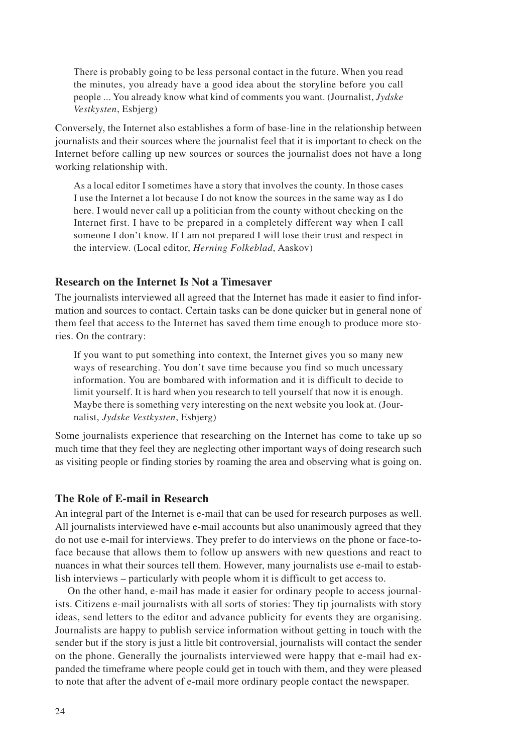> There is probably going to be less personal contact in the future. When you read the minutes, you already have a good idea about the storyline before you call people ... You already know what kind of comments you want. (Journalist, *Jydske Vestkysten*, Esbjerg)

Conversely, the Internet also establishes a form of base-line in the relationship between journalists and their sources where the journalist feel that it is important to check on the Internet before calling up new sources or sources the journalist does not have a long working relationship with.

> As a local editor I sometimes have a story that involves the county. In those cases I use the Internet a lot because I do not know the sources in the same way as I do here. I would never call up a politician from the county without checking on the Internet first. I have to be prepared in a completely different way when I call someone I don't know. If I am not prepared I will lose their trust and respect in the interview. (Local editor, *Herning Folkeblad*, Aaskov)

### Research on the Internet Is Not a Timesaver

The journalists interviewed all agreed that the Internet has made it easier to find information and sources to contact. Certain tasks can be done quicker but in general none of them feel that access to the Internet has saved them time enough to produce more stories. On the contrary:

> If you want to put something into context, the Internet gives you so many new ways of researching. You don't save time because you find so much uncessary information. You are bombared with information and it is difficult to decide to limit yourself. It is hard when you research to tell yourself that now it is enough. Maybe there is something very interesting on the next website you look at. (Journalist, *Jydske Vestkysten*, Esbjerg)

Some journalists experience that researching on the Internet has come to take up so much time that they feel they are neglecting other important ways of doing research such as visiting people or finding stories by roaming the area and observing what is going on.

### The Role of E-mail in Research

An integral part of the Internet is e-mail that can be used for research purposes as well. All journalists interviewed have e-mail accounts but also unanimously agreed that they do not use e-mail for interviews. They prefer to do interviews on the phone or face-to-face because that allows them to follow up answers with new questions and react to nuances in what their sources tell them. However, many journalists use e-mail to establish interviews – particularly with people whom it is difficult to get access to.

On the other hand, e-mail has made it easier for ordinary people to access journalists. Citizens e-mail journalists with all sorts of stories: They tip journalists with story ideas, send letters to the editor and advance publicity for events they are organising. Journalists are happy to publish service information without getting in touch with the sender but if the story is just a little bit controversial, journalists will contact the sender on the phone. Generally the journalists interviewed were happy that e-mail had expanded the timeframe where people could get in touch with them, and they were pleased to note that after the advent of e-mail more ordinary people contact the newspaper.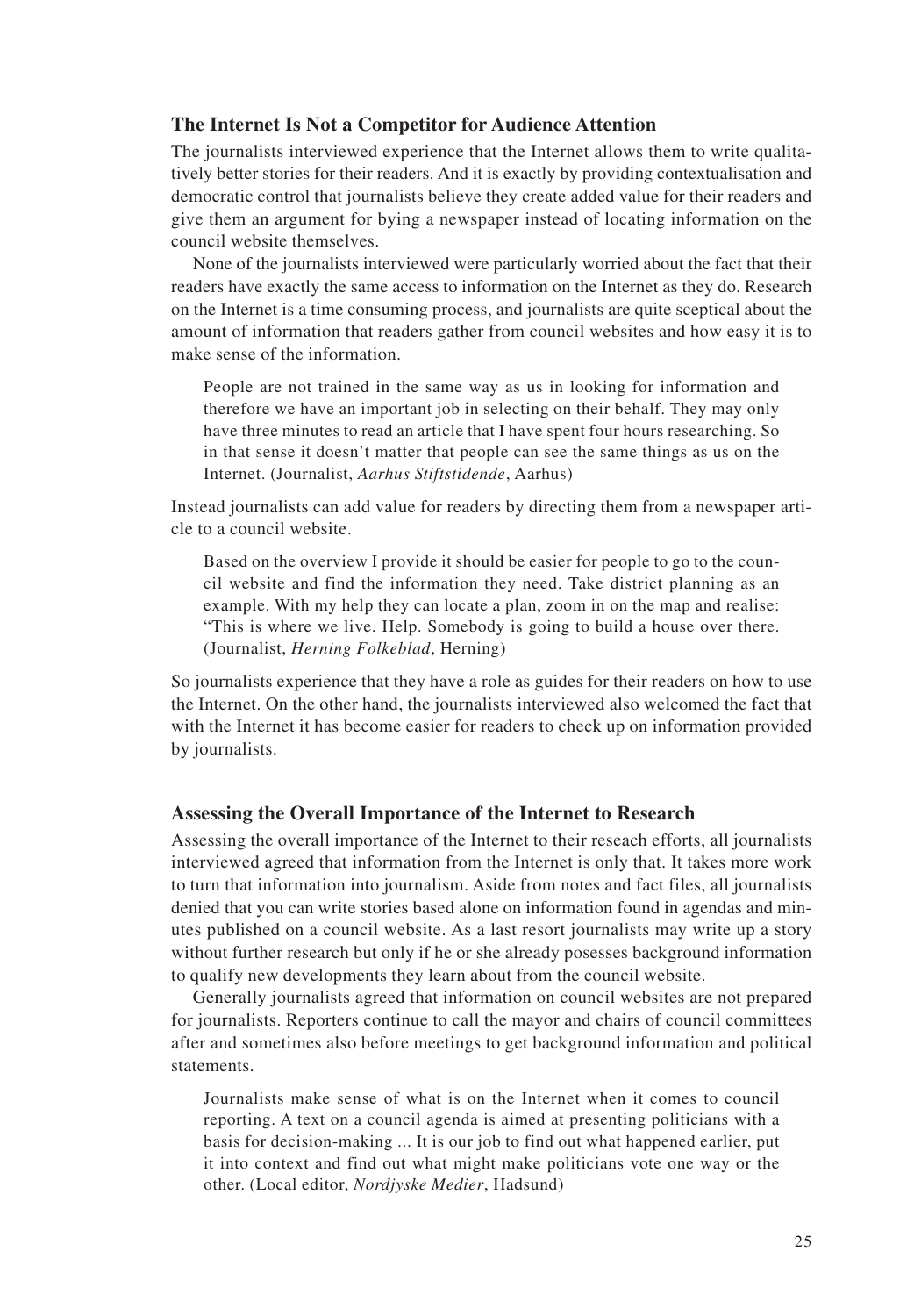### The Internet Is Not a Competitor for Audience Attention

The journalists interviewed experience that the Internet allows them to write qualitatively better stories for their readers. And it is exactly by providing contextualisation and democratic control that journalists believe they create added value for their readers and give them an argument for bying a newspaper instead of locating information on the council website themselves.

None of the journalists interviewed were particularly worried about the fact that their readers have exactly the same access to information on the Internet as they do. Research on the Internet is a time consuming process, and journalists are quite sceptical about the amount of information that readers gather from council websites and how easy it is to make sense of the information.

> People are not trained in the same way as us in looking for information and therefore we have an important job in selecting on their behalf. They may only have three minutes to read an article that I have spent four hours researching. So in that sense it doesn't matter that people can see the same things as us on the Internet. (Journalist, *Aarhus Stiftstidende*, Aarhus)

Instead journalists can add value for readers by directing them from a newspaper article to a council website.

> Based on the overview I provide it should be easier for people to go to the council website and find the information they need. Take district planning as an example. With my help they can locate a plan, zoom in on the map and realise: "This is where we live. Help. Somebody is going to build a house over there. (Journalist, *Herning Folkeblad*, Herning)

So journalists experience that they have a role as guides for their readers on how to use the Internet. On the other hand, the journalists interviewed also welcomed the fact that with the Internet it has become easier for readers to check up on information provided by journalists.

### Assessing the Overall Importance of the Internet to Research

Assessing the overall importance of the Internet to their reseach efforts, all journalists interviewed agreed that information from the Internet is only that. It takes more work to turn that information into journalism. Aside from notes and fact files, all journalists denied that you can write stories based alone on information found in agendas and minutes published on a council website. As a last resort journalists may write up a story without further research but only if he or she already posesses background information to qualify new developments they learn about from the council website.

Generally journalists agreed that information on council websites are not prepared for journalists. Reporters continue to call the mayor and chairs of council committees after and sometimes also before meetings to get background information and political statements.

> Journalists make sense of what is on the Internet when it comes to council reporting. A text on a council agenda is aimed at presenting politicians with a basis for decision-making ... It is our job to find out what happened earlier, put it into context and find out what might make politicians vote one way or the other. (Local editor, *Nordjyske Medier*, Hadsund)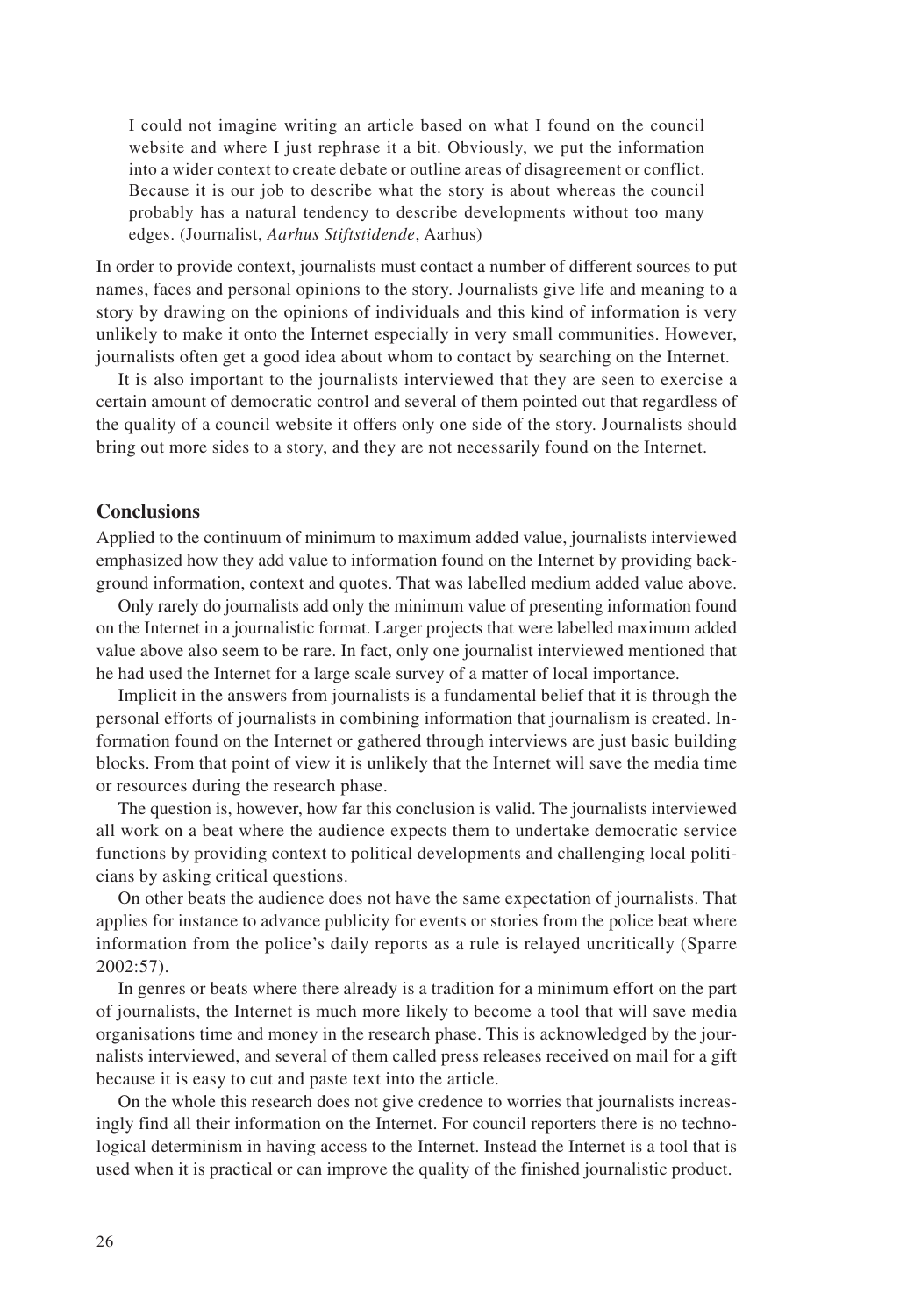> I could not imagine writing an article based on what I found on the council website and where I just rephrase it a bit. Obviously, we put the information into a wider context to create debate or outline areas of disagreement or conflict. Because it is our job to describe what the story is about whereas the council probably has a natural tendency to describe developments without too many edges. (Journalist, *Aarhus Stiftstidende*, Aarhus)

In order to provide context, journalists must contact a number of different sources to put names, faces and personal opinions to the story. Journalists give life and meaning to a story by drawing on the opinions of individuals and this kind of information is very unlikely to make it onto the Internet especially in very small communities. However, journalists often get a good idea about whom to contact by searching on the Internet.

It is also important to the journalists interviewed that they are seen to exercise a certain amount of democratic control and several of them pointed out that regardless of the quality of a council website it offers only one side of the story. Journalists should bring out more sides to a story, and they are not necessarily found on the Internet.

## Conclusions

Applied to the continuum of minimum to maximum added value, journalists interviewed emphasized how they add value to information found on the Internet by providing background information, context and quotes. That was labelled medium added value above.

Only rarely do journalists add only the minimum value of presenting information found on the Internet in a journalistic format. Larger projects that were labelled maximum added value above also seem to be rare. In fact, only one journalist interviewed mentioned that he had used the Internet for a large scale survey of a matter of local importance.

Implicit in the answers from journalists is a fundamental belief that it is through the personal efforts of journalists in combining information that journalism is created. Information found on the Internet or gathered through interviews are just basic building blocks. From that point of view it is unlikely that the Internet will save the media time or resources during the research phase.

The question is, however, how far this conclusion is valid. The journalists interviewed all work on a beat where the audience expects them to undertake democratic service functions by providing context to political developments and challenging local politicians by asking critical questions.

On other beats the audience does not have the same expectation of journalists. That applies for instance to advance publicity for events or stories from the police beat where information from the police's daily reports as a rule is relayed uncritically (Sparre 2002:57).

In genres or beats where there already is a tradition for a minimum effort on the part of journalists, the Internet is much more likely to become a tool that will save media organisations time and money in the research phase. This is acknowledged by the journalists interviewed, and several of them called press releases received on mail for a gift because it is easy to cut and paste text into the article.

On the whole this research does not give credence to worries that journalists increasingly find all their information on the Internet. For council reporters there is no technological determinism in having access to the Internet. Instead the Internet is a tool that is used when it is practical or can improve the quality of the finished journalistic product.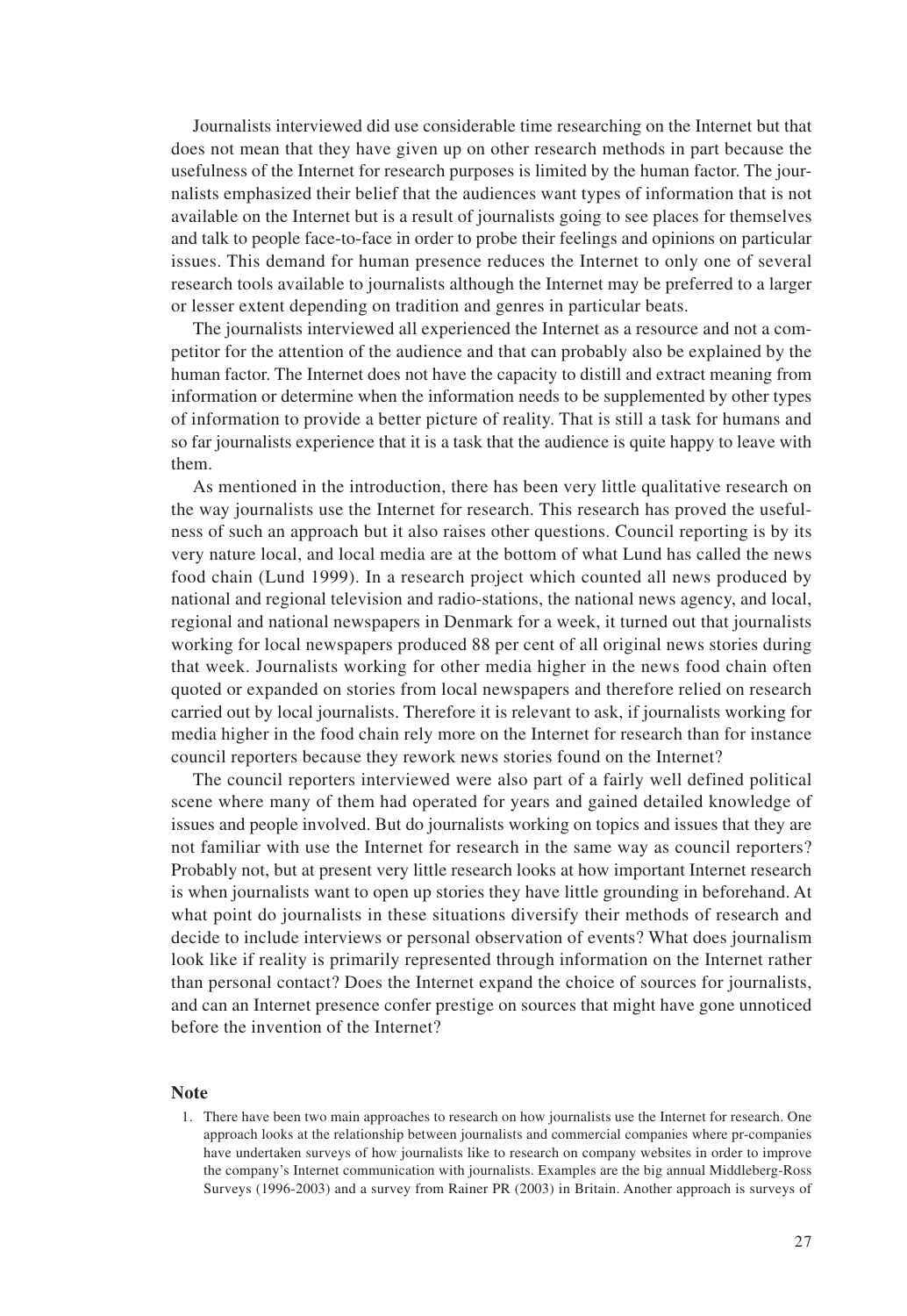Journalists interviewed did use considerable time researching on the Internet but that does not mean that they have given up on other research methods in part because the usefulness of the Internet for research purposes is limited by the human factor. The journalists emphasized their belief that the audiences want types of information that is not available on the Internet but is a result of journalists going to see places for themselves and talk to people face-to-face in order to probe their feelings and opinions on particular issues. This demand for human presence reduces the Internet to only one of several research tools available to journalists although the Internet may be preferred to a larger or lesser extent depending on tradition and genres in particular beats.

The journalists interviewed all experienced the Internet as a resource and not a competitor for the attention of the audience and that can probably also be explained by the human factor. The Internet does not have the capacity to distill and extract meaning from information or determine when the information needs to be supplemented by other types of information to provide a better picture of reality. That is still a task for humans and so far journalists experience that it is a task that the audience is quite happy to leave with them.

As mentioned in the introduction, there has been very little qualitative research on the way journalists use the Internet for research. This research has proved the usefulness of such an approach but it also raises other questions. Council reporting is by its very nature local, and local media are at the bottom of what Lund has called the news food chain (Lund 1999). In a research project which counted all news produced by national and regional television and radio-stations, the national news agency, and local, regional and national newspapers in Denmark for a week, it turned out that journalists working for local newspapers produced 88 per cent of all original news stories during that week. Journalists working for other media higher in the news food chain often quoted or expanded on stories from local newspapers and therefore relied on research carried out by local journalists. Therefore it is relevant to ask, if journalists working for media higher in the food chain rely more on the Internet for research than for instance council reporters because they rework news stories found on the Internet?

The council reporters interviewed were also part of a fairly well defined political scene where many of them had operated for years and gained detailed knowledge of issues and people involved. But do journalists working on topics and issues that they are not familiar with use the Internet for research in the same way as council reporters? Probably not, but at present very little research looks at how important Internet research is when journalists want to open up stories they have little grounding in beforehand. At what point do journalists in these situations diversify their methods of research and decide to include interviews or personal observation of events? What does journalism look like if reality is primarily represented through information on the Internet rather than personal contact? Does the Internet expand the choice of sources for journalists, and can an Internet presence confer prestige on sources that might have gone unnoticed before the invention of the Internet?

### Note

1. There have been two main approaches to research on how journalists use the Internet for research. One approach looks at the relationship between journalists and commercial companies where pr-companies have undertaken surveys of how journalists like to research on company websites in order to improve the company's Internet communication with journalists. Examples are the big annual Middleberg-Ross Surveys (1996-2003) and a survey from Rainer PR (2003) in Britain. Another approach is surveys of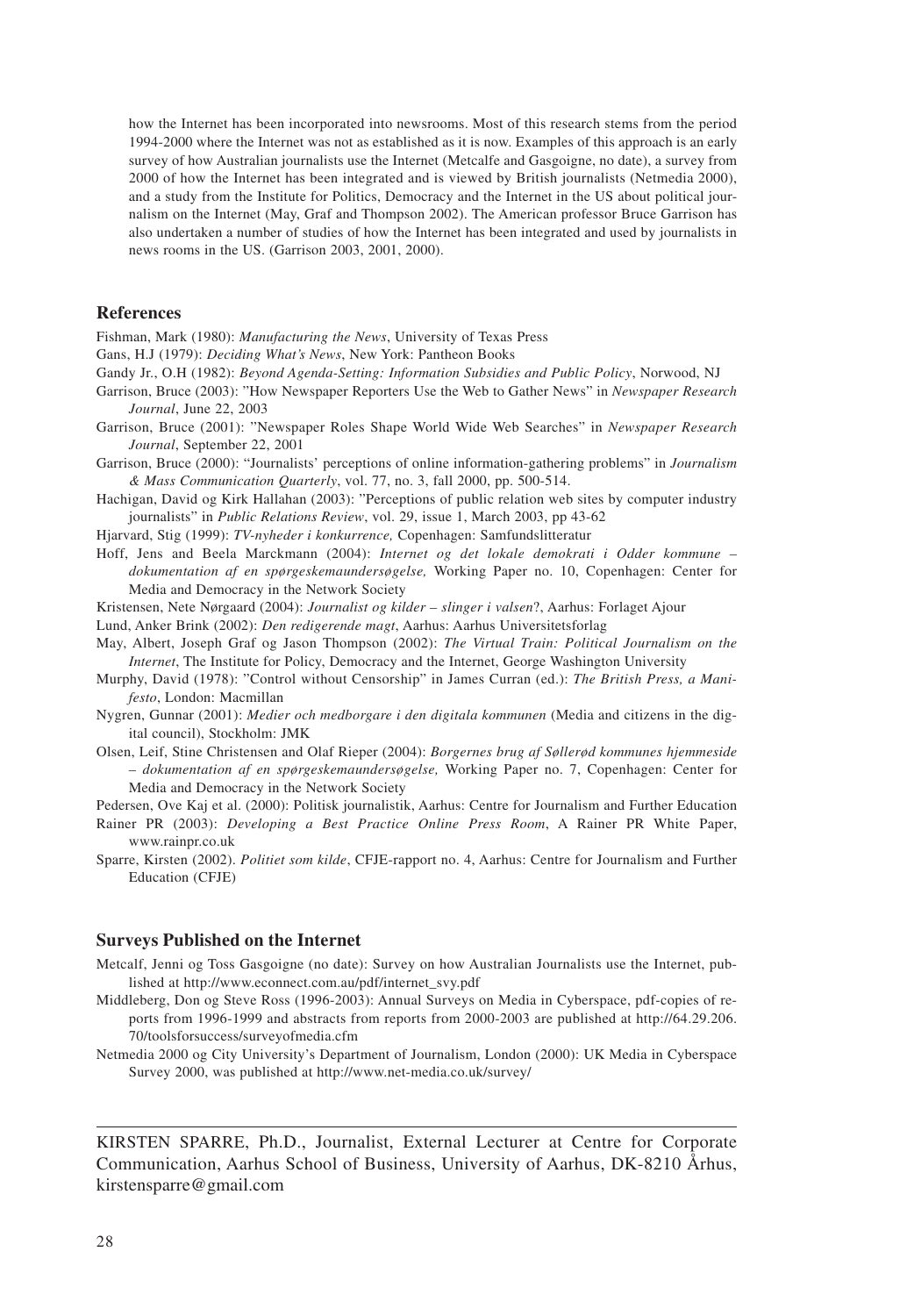how the Internet has been incorporated into newsrooms. Most of this research stems from the period 1994-2000 where the Internet was not as established as it is now. Examples of this approach is an early survey of how Australian journalists use the Internet (Metcalfe and Gasgoigne, no date), a survey from 2000 of how the Internet has been integrated and is viewed by British journalists (Netmedia 2000), and a study from the Institute for Politics, Democracy and the Internet in the US about political journalism on the Internet (May, Graf and Thompson 2002). The American professor Bruce Garrison has also undertaken a number of studies of how the Internet has been integrated and used by journalists in news rooms in the US. (Garrison 2003, 2001, 2000).

## References

Fishman, Mark (1980): *Manufacturing the News*, University of Texas Press

Gans, H.J (1979): *Deciding What's News*, New York: Pantheon Books

Gandy Jr., O.H (1982): *Beyond Agenda-Setting: Information Subsidies and Public Policy*, Norwood, NJ

Garrison, Bruce (2003): "How Newspaper Reporters Use the Web to Gather News" in *Newspaper Research Journal*, June 22, 2003

Garrison, Bruce (2001): "Newspaper Roles Shape World Wide Web Searches" in *Newspaper Research Journal*, September 22, 2001

Garrison, Bruce (2000): "Journalists' perceptions of online information-gathering problems" in *Journalism & Mass Communication Quarterly*, vol. 77, no. 3, fall 2000, pp. 500-514.

Hachigan, David og Kirk Hallahan (2003): "Perceptions of public relation web sites by computer industry journalists" in *Public Relations Review*, vol. 29, issue 1, March 2003, pp 43-62

Hjarvard, Stig (1999): *TV-nyheder i konkurrence,* Copenhagen: Samfundslitteratur

Hoff, Jens and Beela Marckmann (2004): *Internet og det lokale demokrati i Odder kommune – dokumentation af en spørgeskemaundersøgelse,* Working Paper no. 10, Copenhagen: Center for Media and Democracy in the Network Society

Kristensen, Nete Nørgaard (2004): *Journalist og kilder – slinger i valsen*?, Aarhus: Forlaget Ajour

Lund, Anker Brink (2002): *Den redigerende magt*, Aarhus: Aarhus Universitetsforlag

May, Albert, Joseph Graf og Jason Thompson (2002): *The Virtual Train: Political Journalism on the Internet*, The Institute for Policy, Democracy and the Internet, George Washington University

Murphy, David (1978): "Control without Censorship" in James Curran (ed.): *The British Press, a Manifesto*, London: Macmillan

Nygren, Gunnar (2001): *Medier och medborgare i den digitala kommunen* (Media and citizens in the digital council), Stockholm: JMK

Olsen, Leif, Stine Christensen and Olaf Rieper (2004): *Borgernes brug af Søllerød kommunes hjemmeside – dokumentation af en spørgeskemaundersøgelse,* Working Paper no. 7, Copenhagen: Center for Media and Democracy in the Network Society

Pedersen, Ove Kaj et al. (2000): Politisk journalistik, Aarhus: Centre for Journalism and Further Education

Rainer PR (2003): *Developing a Best Practice Online Press Room*, A Rainer PR White Paper, www.rainpr.co.uk

Sparre, Kirsten (2002). *Politiet som kilde*, CFJE-rapport no. 4, Aarhus: Centre for Journalism and Further Education (CFJE)

## Surveys Published on the Internet

Metcalf, Jenni og Toss Gasgoigne (no date): Survey on how Australian Journalists use the Internet, published at http://www.econnect.com.au/pdf/internet_svy.pdf

Middleberg, Don og Steve Ross (1996-2003): Annual Surveys on Media in Cyberspace, pdf-copies of reports from 1996-1999 and abstracts from reports from 2000-2003 are published at http://64.29.206.70/toolsforsuccess/surveyofmedia.cfm

Netmedia 2000 og City University's Department of Journalism, London (2000): UK Media in Cyberspace Survey 2000, was published at http://www.net-media.co.uk/survey/

---

KIRSTEN SPARRE, Ph.D., Journalist, External Lecturer at Centre for Corporate Communication, Aarhus School of Business, University of Aarhus, DK-8210 Århus, kirstensparre@gmail.com